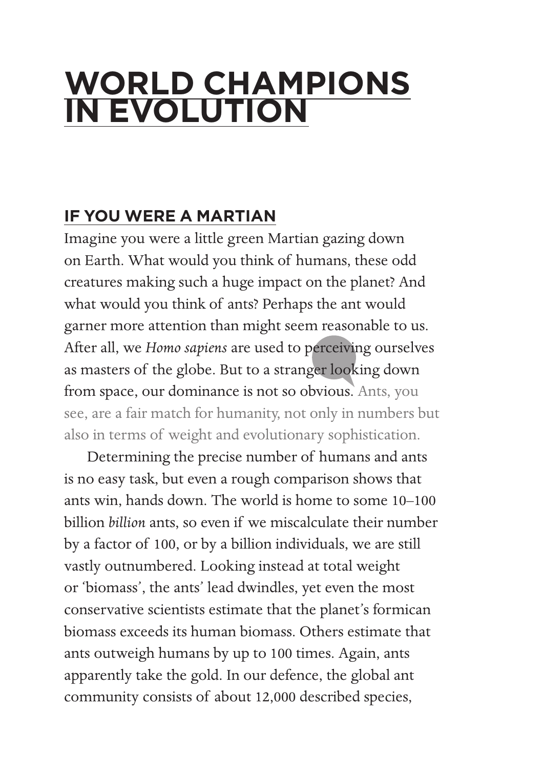# WORLD CHAMPIONS IN EVOLUTION

## IF YOU WERE A MARTIAN

Imagine you were a little green Martian gazing down on Earth. What would you think of humans, these odd creatures making such a huge impact on the planet? And what would you think of ants? Perhaps the ant would garner more attention than might seem reasonable to us. After all, we *Homo sapiens* are used to perceiving ourselves as masters of the globe. But to a stranger looking down from space, our dominance is not so obvious. Ants, you see, are a fair match for humanity, not only in numbers but also in terms of weight and evolutionary sophistication.

Determining the precise number of humans and ants is no easy task, but even a rough comparison shows that ants win, hands down. The world is home to some 10–100 billion *billion* ants, so even if we miscalculate their number by a factor of 100, or by a billion individuals, we are still vastly outnumbered. Looking instead at total weight or 'biomass', the ants' lead dwindles, yet even the most conservative scientists estimate that the planet's formican biomass exceeds its human biomass. Others estimate that ants outweigh humans by up to 100 times. Again, ants apparently take the gold. In our defence, the global ant community consists of about 12,000 described species,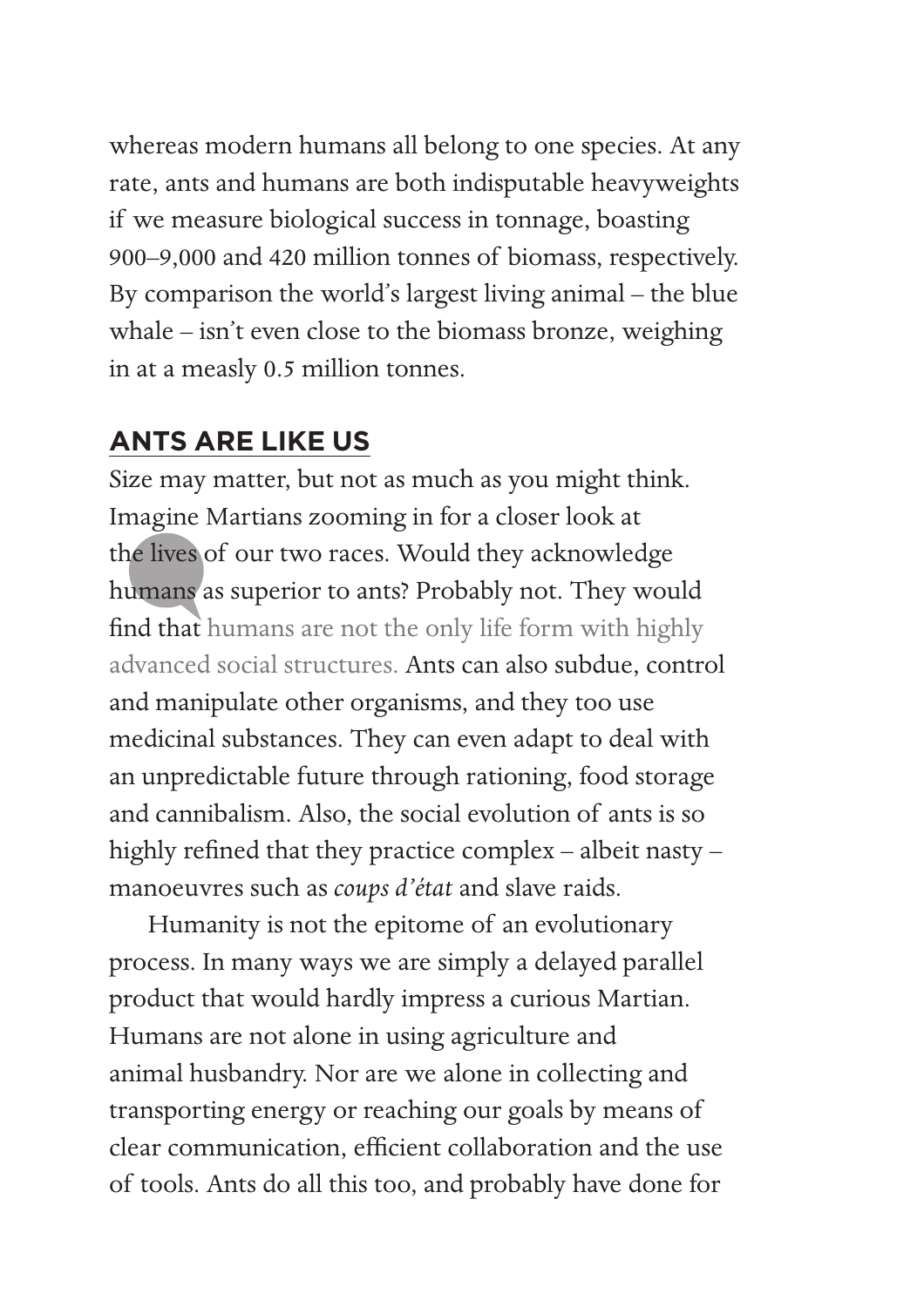whereas modern humans all belong to one species. At any rate, ants and humans are both indisputable heavyweights if we measure biological success in tonnage, boasting 900–9,000 and 420 million tonnes of biomass, respectively. By comparison the world's largest living animal – the blue whale – isn't even close to the biomass bronze, weighing in at a measly 0.5 million tonnes.

## ANTS ARE LIKE US

Size may matter, but not as much as you might think. Imagine Martians zooming in for a closer look at the lives of our two races. Would they acknowledge humans as superior to ants? Probably not. They would find that humans are not the only life form with highly advanced social structures. Ants can also subdue, control and manipulate other organisms, and they too use medicinal substances. They can even adapt to deal with an unpredictable future through rationing, food storage and cannibalism. Also, the social evolution of ants is so highly refined that they practice complex – albeit nasty – manoeuvres such as *coups d'état* and slave raids.

Humanity is not the epitome of an evolutionary process. In many ways we are simply a delayed parallel product that would hardly impress a curious Martian. Humans are not alone in using agriculture and animal husbandry. Nor are we alone in collecting and transporting energy or reaching our goals by means of clear communication, efficient collaboration and the use of tools. Ants do all this too, and probably have done for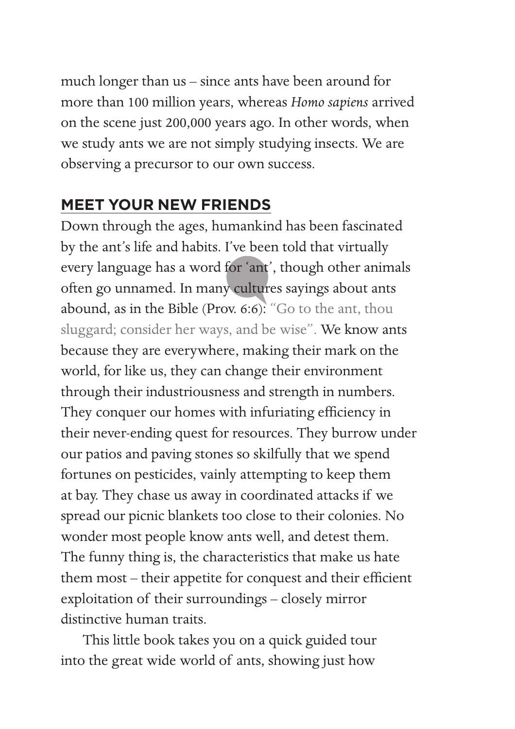much longer than us – since ants have been around for more than 100 million years, whereas *Homo sapiens* arrived on the scene just 200,000 years ago. In other words, when we study ants we are not simply studying insects. We are observing a precursor to our own success.

## MEET YOUR NEW FRIENDS

Down through the ages, humankind has been fascinated by the ant's life and habits. I've been told that virtually every language has a word for 'ant', though other animals often go unnamed. In many cultures sayings about ants abound, as in the Bible (Prov. 6:6): "Go to the ant, thou sluggard; consider her ways, and be wise". We know ants because they are everywhere, making their mark on the world, for like us, they can change their environment through their industriousness and strength in numbers. They conquer our homes with infuriating efficiency in their never-ending quest for resources. They burrow under our patios and paving stones so skilfully that we spend fortunes on pesticides, vainly attempting to keep them at bay. They chase us away in coordinated attacks if we spread our picnic blankets too close to their colonies. No wonder most people know ants well, and detest them. The funny thing is, the characteristics that make us hate them most – their appetite for conquest and their efficient exploitation of their surroundings – closely mirror distinctive human traits.

This little book takes you on a quick guided tour into the great wide world of ants, showing just how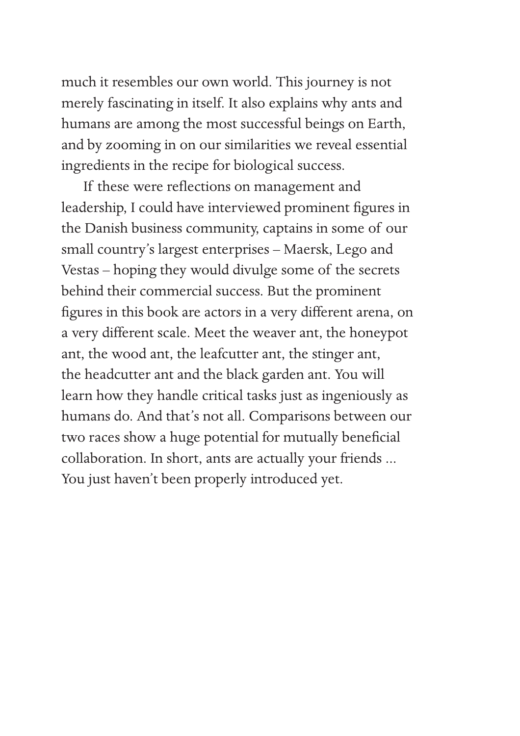much it resembles our own world. This journey is not merely fascinating in itself. It also explains why ants and humans are among the most successful beings on Earth, and by zooming in on our similarities we reveal essential ingredients in the recipe for biological success.

If these were reflections on management and leadership, I could have interviewed prominent figures in the Danish business community, captains in some of our small country's largest enterprises – Maersk, Lego and Vestas – hoping they would divulge some of the secrets behind their commercial success. But the prominent figures in this book are actors in a very different arena, on a very different scale. Meet the weaver ant, the honeypot ant, the wood ant, the leafcutter ant, the stinger ant, the headcutter ant and the black garden ant. You will learn how they handle critical tasks just as ingeniously as humans do. And that's not all. Comparisons between our two races show a huge potential for mutually beneficial collaboration. In short, ants are actually your friends ... You just haven't been properly introduced yet.